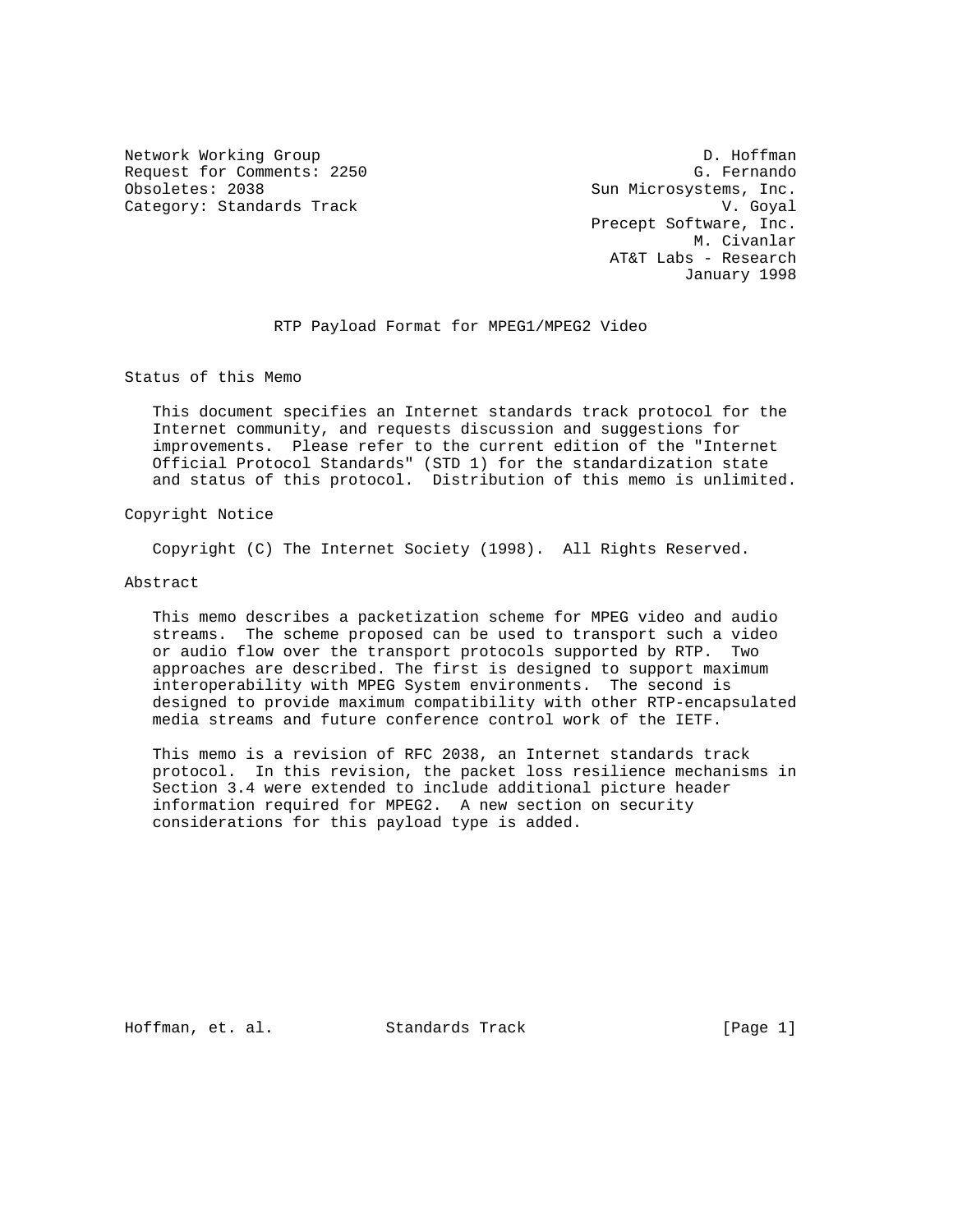Network Working Group D. Hoffman
Request for Comments: 2250 G. Fernando
Obsoletes: 2038 Sun Microsystems, Inc.
Category: Standards Track V. Goyal
Precept Software, Inc.
M. Civanlar
AT&T Labs - Research
January 1998

# RTP Payload Format for MPEG1/MPEG2 Video

## Status of this Memo

This document specifies an Internet standards track protocol for the Internet community, and requests discussion and suggestions for improvements. Please refer to the current edition of the "Internet Official Protocol Standards" (STD 1) for the standardization state and status of this protocol. Distribution of this memo is unlimited.

## Copyright Notice

Copyright (C) The Internet Society (1998). All Rights Reserved.

## Abstract

This memo describes a packetization scheme for MPEG video and audio streams. The scheme proposed can be used to transport such a video or audio flow over the transport protocols supported by RTP. Two approaches are described. The first is designed to support maximum interoperability with MPEG System environments. The second is designed to provide maximum compatibility with other RTP-encapsulated media streams and future conference control work of the IETF.

This memo is a revision of RFC 2038, an Internet standards track protocol. In this revision, the packet loss resilience mechanisms in Section 3.4 were extended to include additional picture header information required for MPEG2. A new section on security considerations for this payload type is added.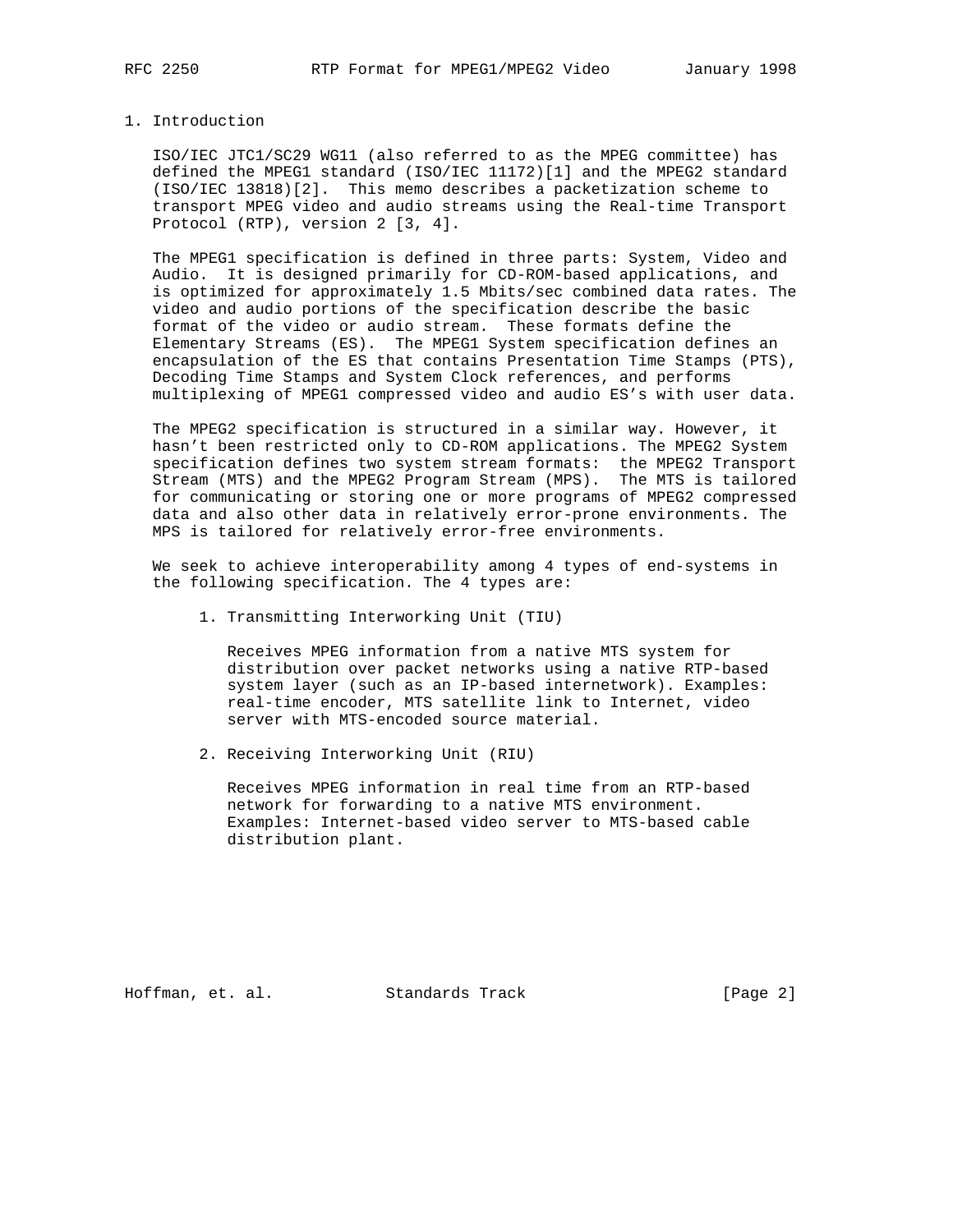# 1. Introduction

ISO/IEC JTC1/SC29 WG11 (also referred to as the MPEG committee) has defined the MPEG1 standard (ISO/IEC 11172)[1] and the MPEG2 standard (ISO/IEC 13818)[2]. This memo describes a packetization scheme to transport MPEG video and audio streams using the Real-time Transport Protocol (RTP), version 2 [3, 4].

The MPEG1 specification is defined in three parts: System, Video and Audio. It is designed primarily for CD-ROM-based applications, and is optimized for approximately 1.5 Mbits/sec combined data rates. The video and audio portions of the specification describe the basic format of the video or audio stream. These formats define the Elementary Streams (ES). The MPEG1 System specification defines an encapsulation of the ES that contains Presentation Time Stamps (PTS), Decoding Time Stamps and System Clock references, and performs multiplexing of MPEG1 compressed video and audio ES's with user data.

The MPEG2 specification is structured in a similar way. However, it hasn't been restricted only to CD-ROM applications. The MPEG2 System specification defines two system stream formats: the MPEG2 Transport Stream (MTS) and the MPEG2 Program Stream (MPS). The MTS is tailored for communicating or storing one or more programs of MPEG2 compressed data and also other data in relatively error-prone environments. The MPS is tailored for relatively error-free environments.

We seek to achieve interoperability among 4 types of end-systems in the following specification. The 4 types are:

1. Transmitting Interworking Unit (TIU)

   Receives MPEG information from a native MTS system for distribution over packet networks using a native RTP-based system layer (such as an IP-based internetwork). Examples: real-time encoder, MTS satellite link to Internet, video server with MTS-encoded source material.

2. Receiving Interworking Unit (RIU)

   Receives MPEG information in real time from an RTP-based network for forwarding to a native MTS environment. Examples: Internet-based video server to MTS-based cable distribution plant.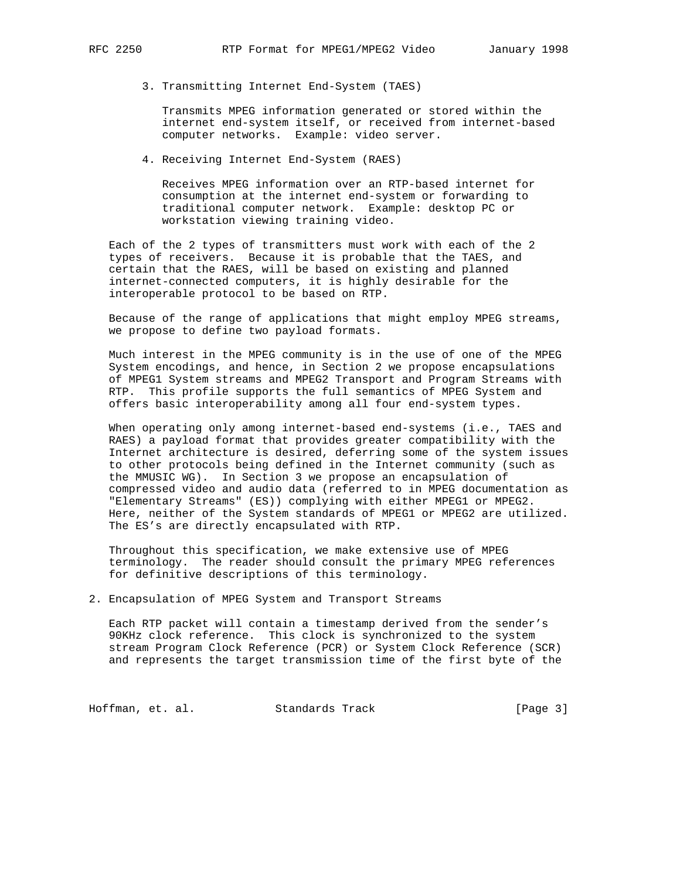3. Transmitting Internet End-System (TAES)

   Transmits MPEG information generated or stored within the internet end-system itself, or received from internet-based computer networks. Example: video server.

4. Receiving Internet End-System (RAES)

   Receives MPEG information over an RTP-based internet for consumption at the internet end-system or forwarding to traditional computer network. Example: desktop PC or workstation viewing training video.

Each of the 2 types of transmitters must work with each of the 2 types of receivers. Because it is probable that the TAES, and certain that the RAES, will be based on existing and planned internet-connected computers, it is highly desirable for the interoperable protocol to be based on RTP.

Because of the range of applications that might employ MPEG streams, we propose to define two payload formats.

Much interest in the MPEG community is in the use of one of the MPEG System encodings, and hence, in Section 2 we propose encapsulations of MPEG1 System streams and MPEG2 Transport and Program Streams with RTP. This profile supports the full semantics of MPEG System and offers basic interoperability among all four end-system types.

When operating only among internet-based end-systems (i.e., TAES and RAES) a payload format that provides greater compatibility with the Internet architecture is desired, deferring some of the system issues to other protocols being defined in the Internet community (such as the MMUSIC WG). In Section 3 we propose an encapsulation of compressed video and audio data (referred to in MPEG documentation as "Elementary Streams" (ES)) complying with either MPEG1 or MPEG2. Here, neither of the System standards of MPEG1 or MPEG2 are utilized. The ES's are directly encapsulated with RTP.

Throughout this specification, we make extensive use of MPEG terminology. The reader should consult the primary MPEG references for definitive descriptions of this terminology.

## 2. Encapsulation of MPEG System and Transport Streams

Each RTP packet will contain a timestamp derived from the sender's 90KHz clock reference. This clock is synchronized to the system stream Program Clock Reference (PCR) or System Clock Reference (SCR) and represents the target transmission time of the first byte of the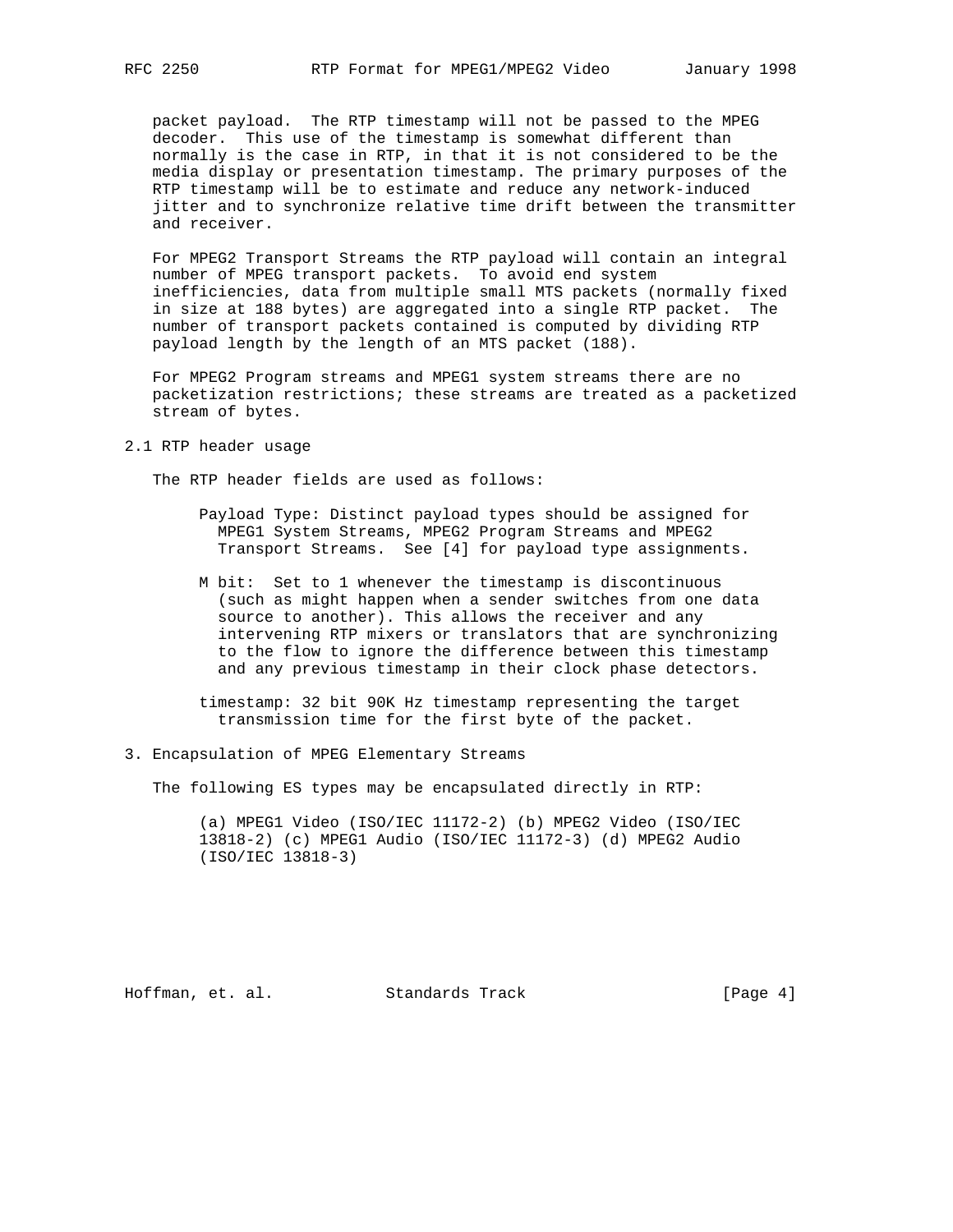packet payload. The RTP timestamp will not be passed to the MPEG decoder. This use of the timestamp is somewhat different than normally is the case in RTP, in that it is not considered to be the media display or presentation timestamp. The primary purposes of the RTP timestamp will be to estimate and reduce any network-induced jitter and to synchronize relative time drift between the transmitter and receiver.

For MPEG2 Transport Streams the RTP payload will contain an integral number of MPEG transport packets. To avoid end system inefficiencies, data from multiple small MTS packets (normally fixed in size at 188 bytes) are aggregated into a single RTP packet. The number of transport packets contained is computed by dividing RTP payload length by the length of an MTS packet (188).

For MPEG2 Program streams and MPEG1 system streams there are no packetization restrictions; these streams are treated as a packetized stream of bytes.

## 2.1 RTP header usage

The RTP header fields are used as follows:

Payload Type: Distinct payload types should be assigned for MPEG1 System Streams, MPEG2 Program Streams and MPEG2 Transport Streams. See [4] for payload type assignments.

M bit: Set to 1 whenever the timestamp is discontinuous (such as might happen when a sender switches from one data source to another). This allows the receiver and any intervening RTP mixers or translators that are synchronizing to the flow to ignore the difference between this timestamp and any previous timestamp in their clock phase detectors.

timestamp: 32 bit 90K Hz timestamp representing the target transmission time for the first byte of the packet.

# 3. Encapsulation of MPEG Elementary Streams

The following ES types may be encapsulated directly in RTP:

(a) MPEG1 Video (ISO/IEC 11172-2) (b) MPEG2 Video (ISO/IEC 13818-2) (c) MPEG1 Audio (ISO/IEC 11172-3) (d) MPEG2 Audio (ISO/IEC 13818-3)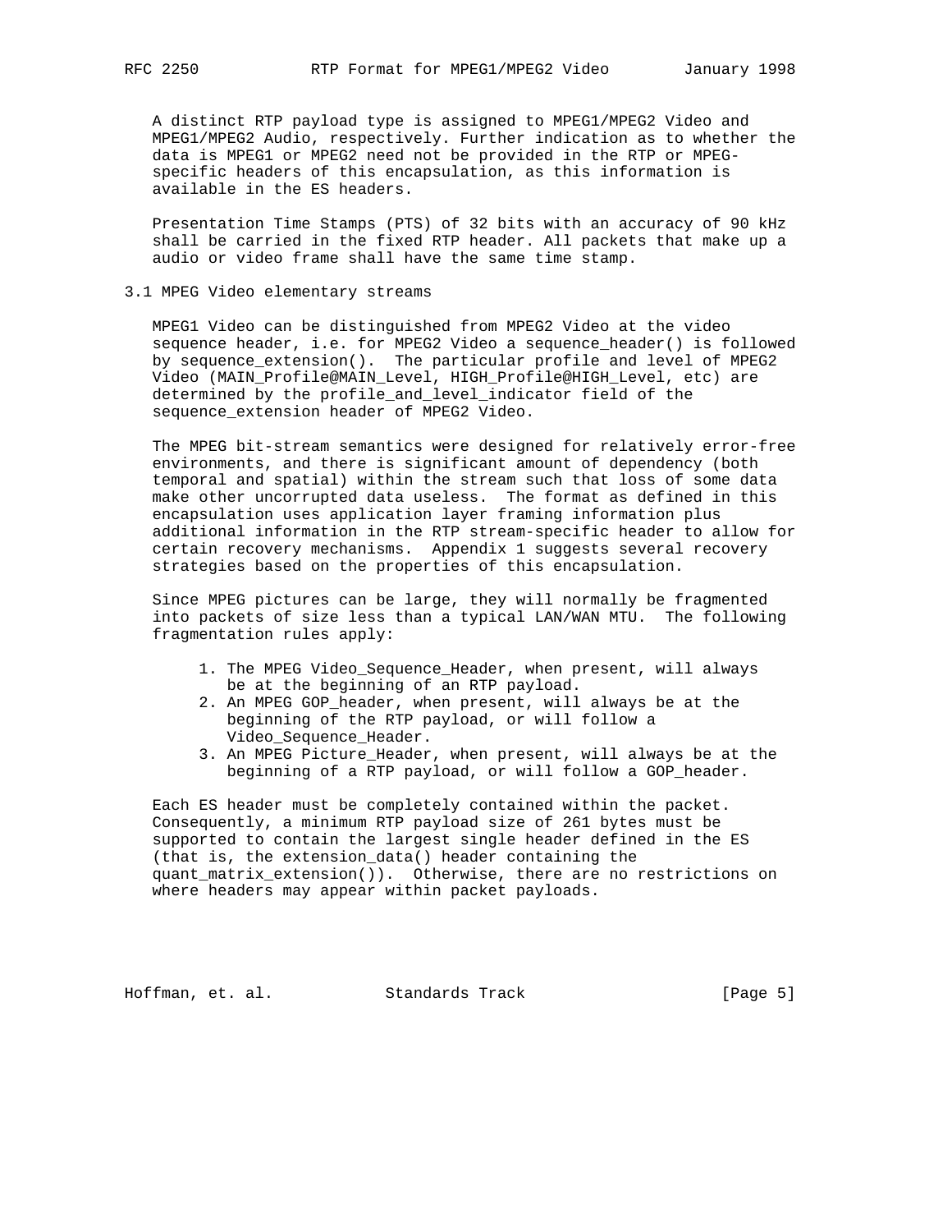A distinct RTP payload type is assigned to MPEG1/MPEG2 Video and MPEG1/MPEG2 Audio, respectively. Further indication as to whether the data is MPEG1 or MPEG2 need not be provided in the RTP or MPEG-specific headers of this encapsulation, as this information is available in the ES headers.

Presentation Time Stamps (PTS) of 32 bits with an accuracy of 90 kHz shall be carried in the fixed RTP header. All packets that make up a audio or video frame shall have the same time stamp.

## 3.1 MPEG Video elementary streams

MPEG1 Video can be distinguished from MPEG2 Video at the video sequence header, i.e. for MPEG2 Video a sequence_header() is followed by sequence_extension(). The particular profile and level of MPEG2 Video (MAIN_Profile@MAIN_Level, HIGH_Profile@HIGH_Level, etc) are determined by the profile_and_level_indicator field of the sequence_extension header of MPEG2 Video.

The MPEG bit-stream semantics were designed for relatively error-free environments, and there is significant amount of dependency (both temporal and spatial) within the stream such that loss of some data make other uncorrupted data useless. The format as defined in this encapsulation uses application layer framing information plus additional information in the RTP stream-specific header to allow for certain recovery mechanisms. Appendix 1 suggests several recovery strategies based on the properties of this encapsulation.

Since MPEG pictures can be large, they will normally be fragmented into packets of size less than a typical LAN/WAN MTU. The following fragmentation rules apply:

1. The MPEG Video_Sequence_Header, when present, will always be at the beginning of an RTP payload.
2. An MPEG GOP_header, when present, will always be at the beginning of the RTP payload, or will follow a Video_Sequence_Header.
3. An MPEG Picture_Header, when present, will always be at the beginning of a RTP payload, or will follow a GOP_header.

Each ES header must be completely contained within the packet. Consequently, a minimum RTP payload size of 261 bytes must be supported to contain the largest single header defined in the ES (that is, the extension_data() header containing the quant_matrix_extension()). Otherwise, there are no restrictions on where headers may appear within packet payloads.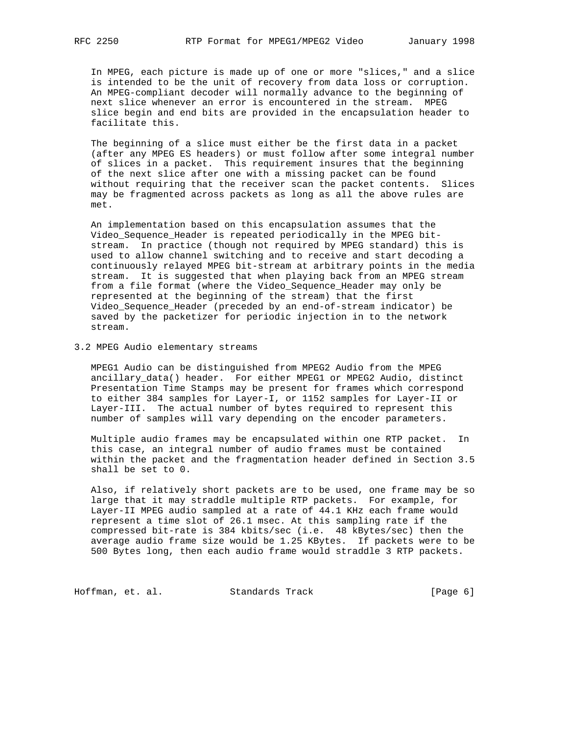In MPEG, each picture is made up of one or more "slices," and a slice is intended to be the unit of recovery from data loss or corruption. An MPEG-compliant decoder will normally advance to the beginning of next slice whenever an error is encountered in the stream. MPEG slice begin and end bits are provided in the encapsulation header to facilitate this.

The beginning of a slice must either be the first data in a packet (after any MPEG ES headers) or must follow after some integral number of slices in a packet. This requirement insures that the beginning of the next slice after one with a missing packet can be found without requiring that the receiver scan the packet contents. Slices may be fragmented across packets as long as all the above rules are met.

An implementation based on this encapsulation assumes that the Video_Sequence_Header is repeated periodically in the MPEG bit-stream. In practice (though not required by MPEG standard) this is used to allow channel switching and to receive and start decoding a continuously relayed MPEG bit-stream at arbitrary points in the media stream. It is suggested that when playing back from an MPEG stream from a file format (where the Video_Sequence_Header may only be represented at the beginning of the stream) that the first Video_Sequence_Header (preceded by an end-of-stream indicator) be saved by the packetizer for periodic injection in to the network stream.

## 3.2 MPEG Audio elementary streams

MPEG1 Audio can be distinguished from MPEG2 Audio from the MPEG ancillary_data() header. For either MPEG1 or MPEG2 Audio, distinct Presentation Time Stamps may be present for frames which correspond to either 384 samples for Layer-I, or 1152 samples for Layer-II or Layer-III. The actual number of bytes required to represent this number of samples will vary depending on the encoder parameters.

Multiple audio frames may be encapsulated within one RTP packet. In this case, an integral number of audio frames must be contained within the packet and the fragmentation header defined in Section 3.5 shall be set to 0.

Also, if relatively short packets are to be used, one frame may be so large that it may straddle multiple RTP packets. For example, for Layer-II MPEG audio sampled at a rate of 44.1 KHz each frame would represent a time slot of 26.1 msec. At this sampling rate if the compressed bit-rate is 384 kbits/sec (i.e. 48 kBytes/sec) then the average audio frame size would be 1.25 KBytes. If packets were to be 500 Bytes long, then each audio frame would straddle 3 RTP packets.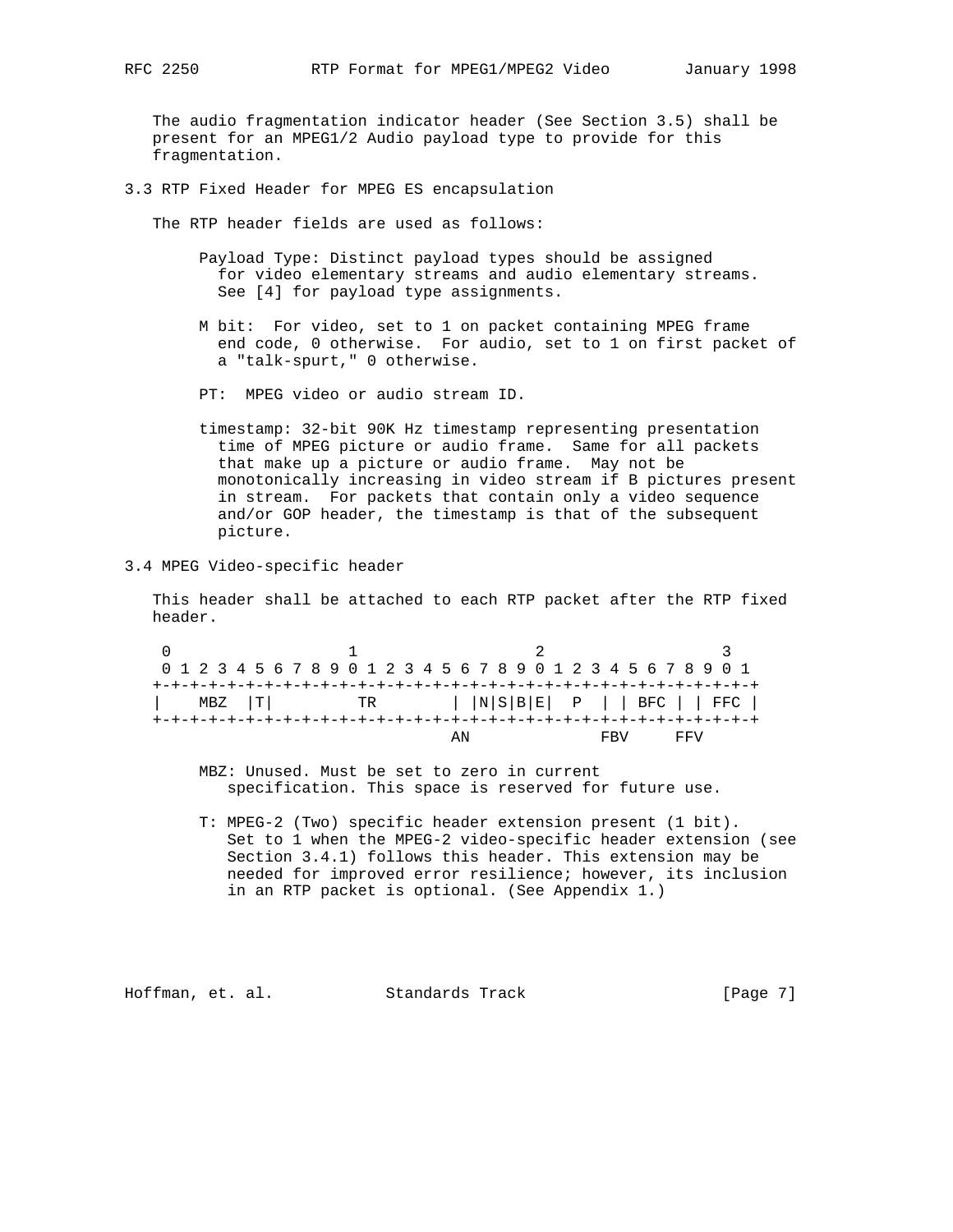The audio fragmentation indicator header (See Section 3.5) shall be present for an MPEG1/2 Audio payload type to provide for this fragmentation.

### 3.3 RTP Fixed Header for MPEG ES encapsulation

The RTP header fields are used as follows:

Payload Type: Distinct payload types should be assigned for video elementary streams and audio elementary streams. See [4] for payload type assignments.

M bit: For video, set to 1 on packet containing MPEG frame end code, 0 otherwise. For audio, set to 1 on first packet of a "talk-spurt," 0 otherwise.

PT: MPEG video or audio stream ID.

timestamp: 32-bit 90K Hz timestamp representing presentation time of MPEG picture or audio frame. Same for all packets that make up a picture or audio frame. May not be monotonically increasing in video stream if B pictures present in stream. For packets that contain only a video sequence and/or GOP header, the timestamp is that of the subsequent picture.

### 3.4 MPEG Video-specific header

This header shall be attached to each RTP packet after the RTP fixed header.

```
 0                   1                   2                   3
 0 1 2 3 4 5 6 7 8 9 0 1 2 3 4 5 6 7 8 9 0 1 2 3 4 5 6 7 8 9 0 1
+-+-+-+-+-+-+-+-+-+-+-+-+-+-+-+-+-+-+-+-+-+-+-+-+-+-+-+-+-+-+-+-+
|    MBZ  |T|         TR        | |N|S|B|E|  P  | | BFC | | FFC |
+-+-+-+-+-+-+-+-+-+-+-+-+-+-+-+-+-+-+-+-+-+-+-+-+-+-+-+-+-+-+-+-+
                                AN              FBV     FFV
```

MBZ: Unused. Must be set to zero in current specification. This space is reserved for future use.

T: MPEG-2 (Two) specific header extension present (1 bit). Set to 1 when the MPEG-2 video-specific header extension (see Section 3.4.1) follows this header. This extension may be needed for improved error resilience; however, its inclusion in an RTP packet is optional. (See Appendix 1.)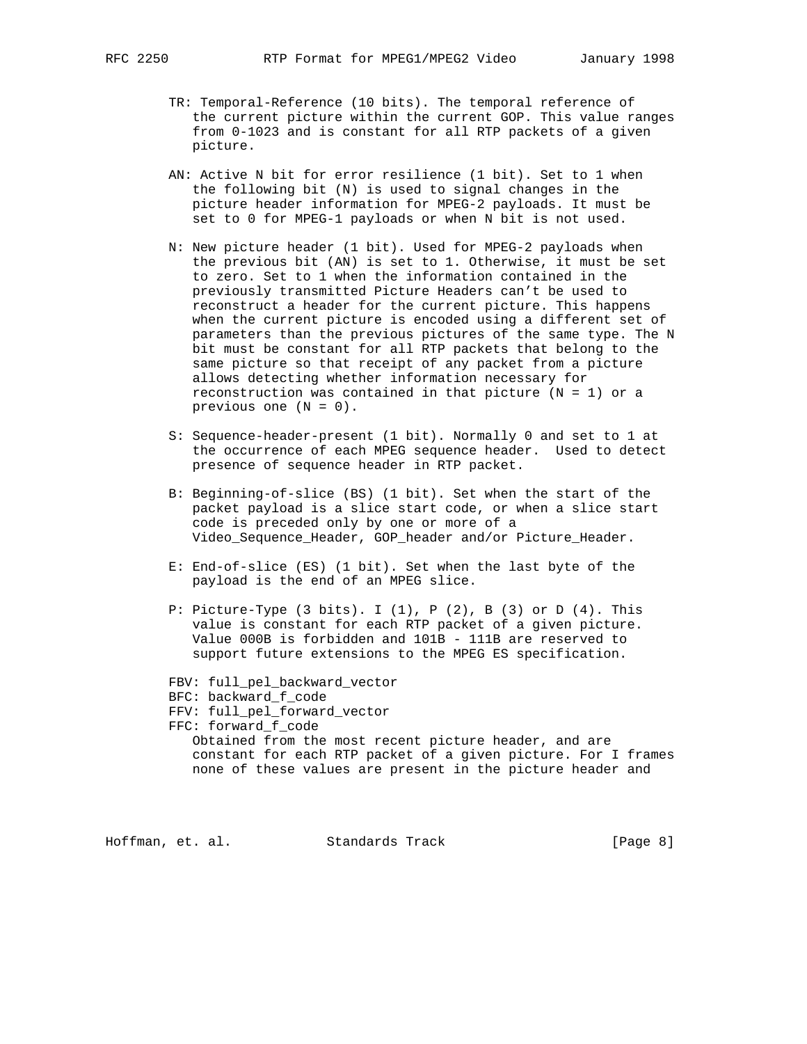TR: Temporal-Reference (10 bits). The temporal reference of the current picture within the current GOP. This value ranges from 0-1023 and is constant for all RTP packets of a given picture.

AN: Active N bit for error resilience (1 bit). Set to 1 when the following bit (N) is used to signal changes in the picture header information for MPEG-2 payloads. It must be set to 0 for MPEG-1 payloads or when N bit is not used.

N: New picture header (1 bit). Used for MPEG-2 payloads when the previous bit (AN) is set to 1. Otherwise, it must be set to zero. Set to 1 when the information contained in the previously transmitted Picture Headers can't be used to reconstruct a header for the current picture. This happens when the current picture is encoded using a different set of parameters than the previous pictures of the same type. The N bit must be constant for all RTP packets that belong to the same picture so that receipt of any packet from a picture allows detecting whether information necessary for reconstruction was contained in that picture (N = 1) or a previous one (N = 0).

S: Sequence-header-present (1 bit). Normally 0 and set to 1 at the occurrence of each MPEG sequence header. Used to detect presence of sequence header in RTP packet.

B: Beginning-of-slice (BS) (1 bit). Set when the start of the packet payload is a slice start code, or when a slice start code is preceded only by one or more of a Video_Sequence_Header, GOP_header and/or Picture_Header.

E: End-of-slice (ES) (1 bit). Set when the last byte of the payload is the end of an MPEG slice.

P: Picture-Type (3 bits). I (1), P (2), B (3) or D (4). This value is constant for each RTP packet of a given picture. Value 000B is forbidden and 101B - 111B are reserved to support future extensions to the MPEG ES specification.

FBV: full_pel_backward_vector
BFC: backward_f_code
FFV: full_pel_forward_vector
FFC: forward_f_code
Obtained from the most recent picture header, and are constant for each RTP packet of a given picture. For I frames none of these values are present in the picture header and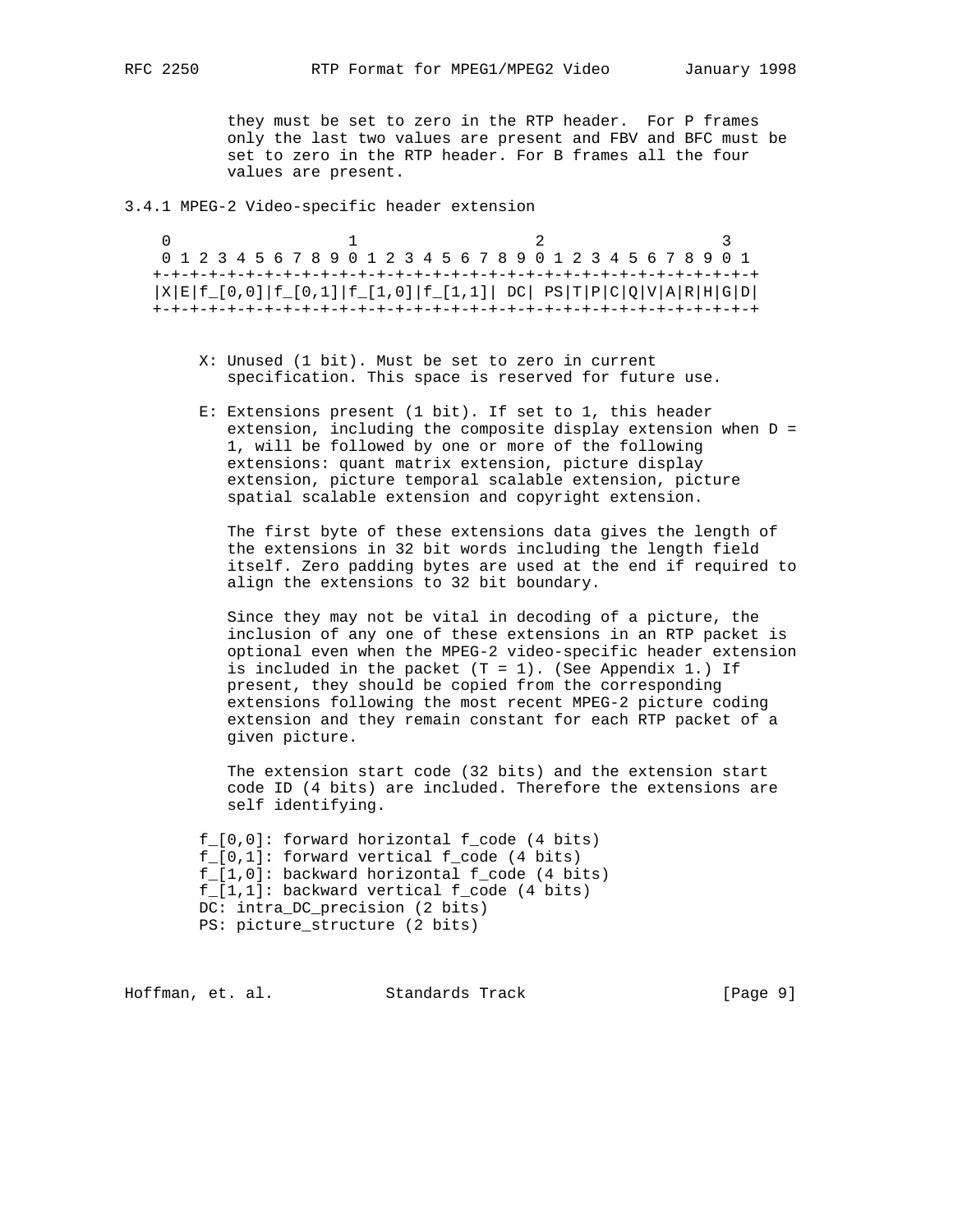they must be set to zero in the RTP header. For P frames only the last two values are present and FBV and BFC must be set to zero in the RTP header. For B frames all the four values are present.

### 3.4.1 MPEG-2 Video-specific header extension

```
    0                   1                   2                   3
    0 1 2 3 4 5 6 7 8 9 0 1 2 3 4 5 6 7 8 9 0 1 2 3 4 5 6 7 8 9 0 1
   +-+-+-+-+-+-+-+-+-+-+-+-+-+-+-+-+-+-+-+-+-+-+-+-+-+-+-+-+-+-+-+-+
   |X|E|f_[0,0]|f_[0,1]|f_[1,0]|f_[1,1]| DC| PS|T|P|C|Q|V|A|R|H|G|D|
   +-+-+-+-+-+-+-+-+-+-+-+-+-+-+-+-+-+-+-+-+-+-+-+-+-+-+-+-+-+-+-+-+
```

X: Unused (1 bit). Must be set to zero in current specification. This space is reserved for future use.

E: Extensions present (1 bit). If set to 1, this header extension, including the composite display extension when D = 1, will be followed by one or more of the following extensions: quant matrix extension, picture display extension, picture temporal scalable extension, picture spatial scalable extension and copyright extension.

The first byte of these extensions data gives the length of the extensions in 32 bit words including the length field itself. Zero padding bytes are used at the end if required to align the extensions to 32 bit boundary.

Since they may not be vital in decoding of a picture, the inclusion of any one of these extensions in an RTP packet is optional even when the MPEG-2 video-specific header extension is included in the packet (T = 1). (See Appendix 1.) If present, they should be copied from the corresponding extensions following the most recent MPEG-2 picture coding extension and they remain constant for each RTP packet of a given picture.

The extension start code (32 bits) and the extension start code ID (4 bits) are included. Therefore the extensions are self identifying.

f_[0,0]: forward horizontal f_code (4 bits)
f_[0,1]: forward vertical f_code (4 bits)
f_[1,0]: backward horizontal f_code (4 bits)
f_[1,1]: backward vertical f_code (4 bits)
DC: intra_DC_precision (2 bits)
PS: picture_structure (2 bits)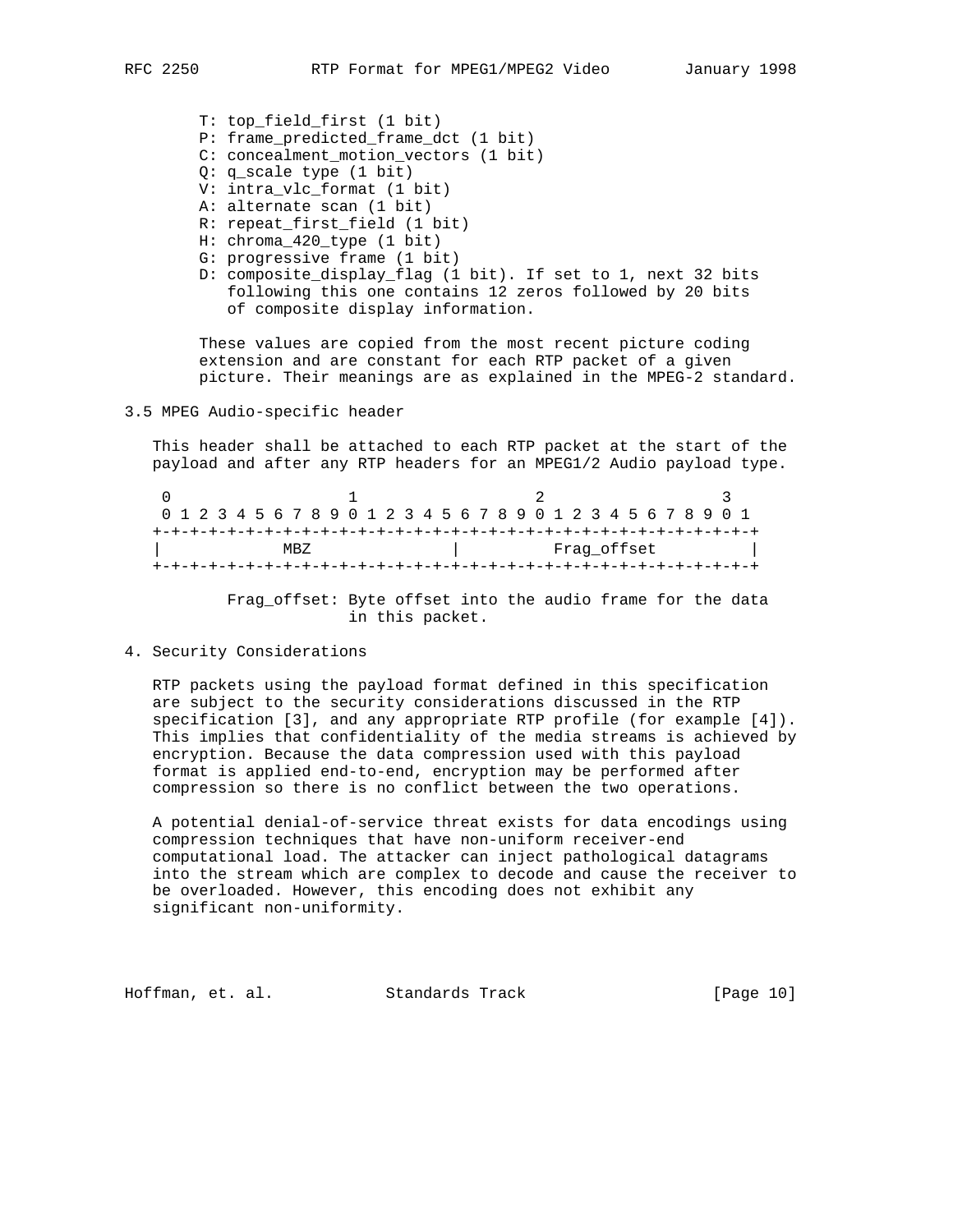T: top_field_first (1 bit)
P: frame_predicted_frame_dct (1 bit)
C: concealment_motion_vectors (1 bit)
Q: q_scale type (1 bit)
V: intra_vlc_format (1 bit)
A: alternate scan (1 bit)
R: repeat_first_field (1 bit)
H: chroma_420_type (1 bit)
G: progressive frame (1 bit)
D: composite_display_flag (1 bit). If set to 1, next 32 bits following this one contains 12 zeros followed by 20 bits of composite display information.

These values are copied from the most recent picture coding extension and are constant for each RTP packet of a given picture. Their meanings are as explained in the MPEG-2 standard.

### 3.5 MPEG Audio-specific header

This header shall be attached to each RTP packet at the start of the payload and after any RTP headers for an MPEG1/2 Audio payload type.

```
 0                   1                   2                   3
 0 1 2 3 4 5 6 7 8 9 0 1 2 3 4 5 6 7 8 9 0 1 2 3 4 5 6 7 8 9 0 1
+-+-+-+-+-+-+-+-+-+-+-+-+-+-+-+-+-+-+-+-+-+-+-+-+-+-+-+-+-+-+-+-+
|             MBZ               |          Frag_offset          |
+-+-+-+-+-+-+-+-+-+-+-+-+-+-+-+-+-+-+-+-+-+-+-+-+-+-+-+-+-+-+-+-+
```

Frag_offset: Byte offset into the audio frame for the data in this packet.

## 4. Security Considerations

RTP packets using the payload format defined in this specification are subject to the security considerations discussed in the RTP specification [3], and any appropriate RTP profile (for example [4]). This implies that confidentiality of the media streams is achieved by encryption. Because the data compression used with this payload format is applied end-to-end, encryption may be performed after compression so there is no conflict between the two operations.

A potential denial-of-service threat exists for data encodings using compression techniques that have non-uniform receiver-end computational load. The attacker can inject pathological datagrams into the stream which are complex to decode and cause the receiver to be overloaded. However, this encoding does not exhibit any significant non-uniformity.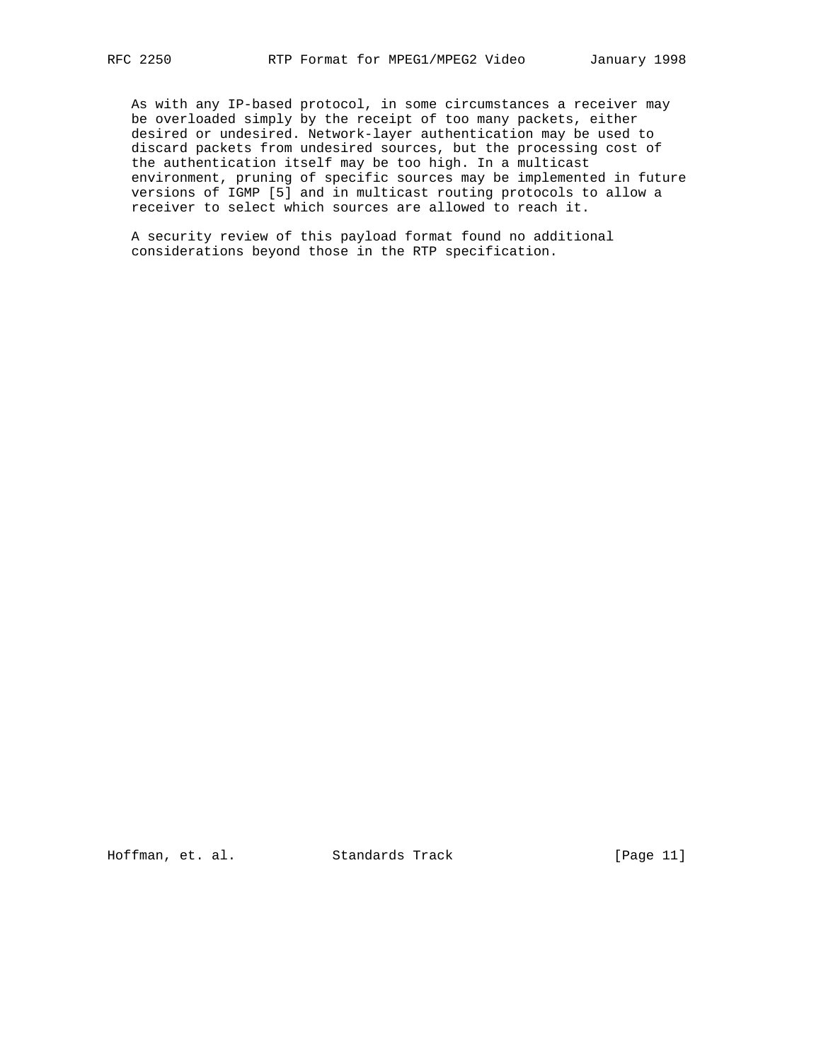As with any IP-based protocol, in some circumstances a receiver may be overloaded simply by the receipt of too many packets, either desired or undesired. Network-layer authentication may be used to discard packets from undesired sources, but the processing cost of the authentication itself may be too high. In a multicast environment, pruning of specific sources may be implemented in future versions of IGMP [5] and in multicast routing protocols to allow a receiver to select which sources are allowed to reach it.

A security review of this payload format found no additional considerations beyond those in the RTP specification.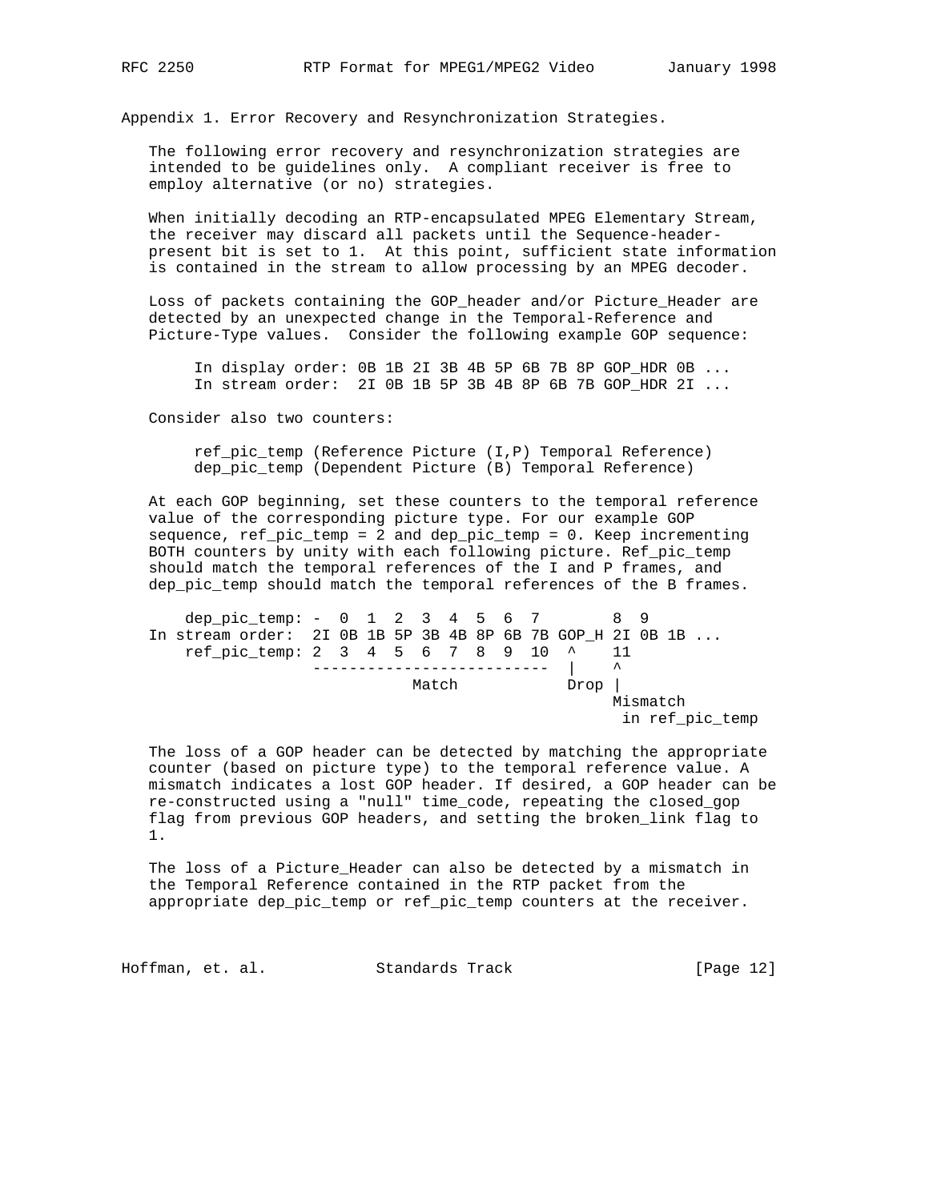## Appendix 1. Error Recovery and Resynchronization Strategies.

The following error recovery and resynchronization strategies are intended to be guidelines only. A compliant receiver is free to employ alternative (or no) strategies.

When initially decoding an RTP-encapsulated MPEG Elementary Stream, the receiver may discard all packets until the Sequence-header-present bit is set to 1. At this point, sufficient state information is contained in the stream to allow processing by an MPEG decoder.

Loss of packets containing the GOP_header and/or Picture_Header are detected by an unexpected change in the Temporal-Reference and Picture-Type values. Consider the following example GOP sequence:

```
     In display order: 0B 1B 2I 3B 4B 5P 6B 7B 8P GOP_HDR 0B ...
     In stream order:  2I 0B 1B 5P 3B 4B 8P 6B 7B GOP_HDR 2I ...
```

Consider also two counters:

```
     ref_pic_temp (Reference Picture (I,P) Temporal Reference)
     dep_pic_temp (Dependent Picture (B) Temporal Reference)
```

At each GOP beginning, set these counters to the temporal reference value of the corresponding picture type. For our example GOP sequence, ref_pic_temp = 2 and dep_pic_temp = 0. Keep incrementing BOTH counters by unity with each following picture. Ref_pic_temp should match the temporal references of the I and P frames, and dep_pic_temp should match the temporal references of the B frames.

```
    dep_pic_temp: -  0  1  2  3  4  5  6  7       8  9
In stream order:  2I 0B 1B 5P 3B 4B 8P 6B 7B GOP_H 2I 0B 1B ...
    ref_pic_temp: 2  3  4  5  6  7  8  9  10  ^    11
                  --------------------------  |    ^
                             Match           Drop |
                                                   Mismatch
                                                    in ref_pic_temp
```

The loss of a GOP header can be detected by matching the appropriate counter (based on picture type) to the temporal reference value. A mismatch indicates a lost GOP header. If desired, a GOP header can be re-constructed using a "null" time_code, repeating the closed_gop flag from previous GOP headers, and setting the broken_link flag to 1.

The loss of a Picture_Header can also be detected by a mismatch in the Temporal Reference contained in the RTP packet from the appropriate dep_pic_temp or ref_pic_temp counters at the receiver.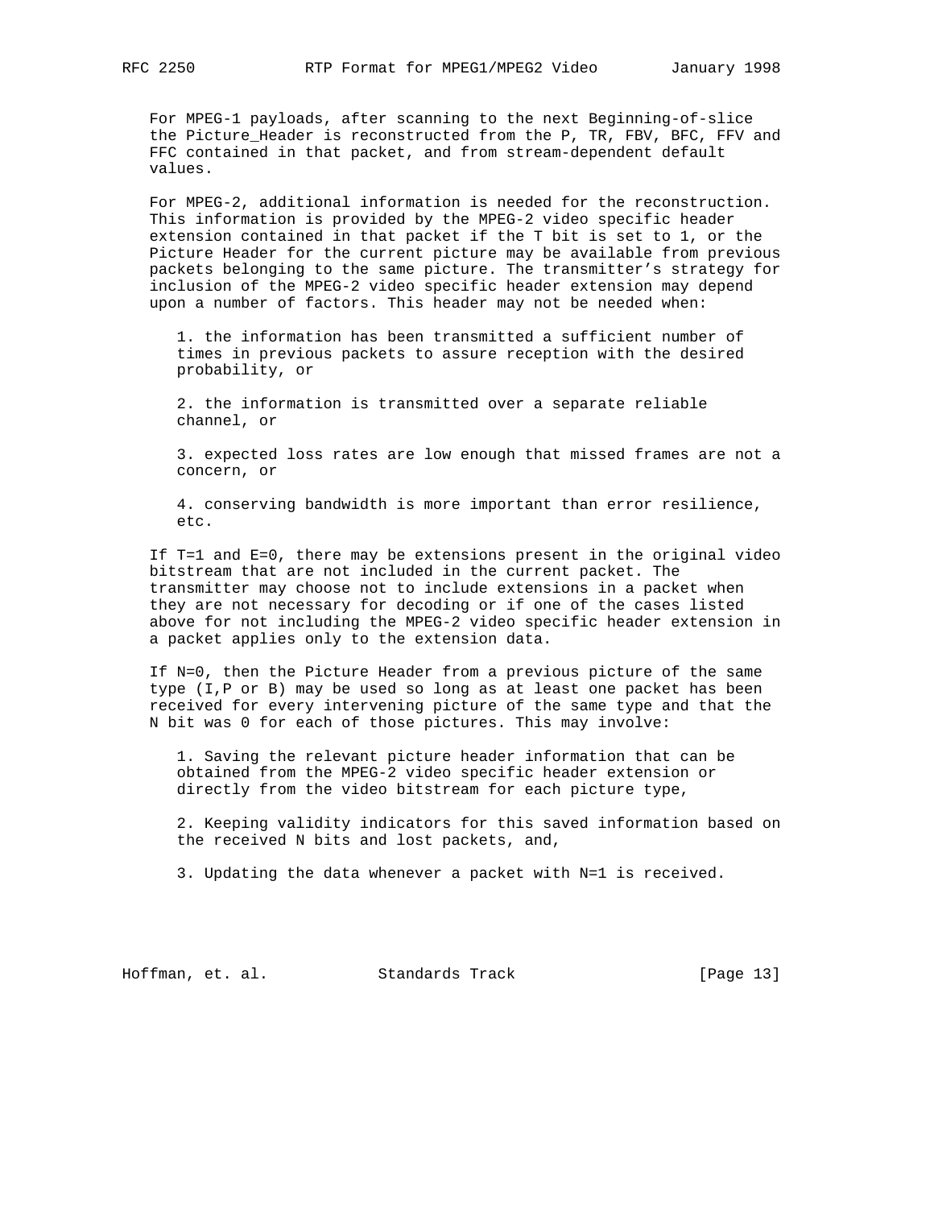For MPEG-1 payloads, after scanning to the next Beginning-of-slice the Picture_Header is reconstructed from the P, TR, FBV, BFC, FFV and FFC contained in that packet, and from stream-dependent default values.

For MPEG-2, additional information is needed for the reconstruction. This information is provided by the MPEG-2 video specific header extension contained in that packet if the T bit is set to 1, or the Picture Header for the current picture may be available from previous packets belonging to the same picture. The transmitter's strategy for inclusion of the MPEG-2 video specific header extension may depend upon a number of factors. This header may not be needed when:

1. the information has been transmitted a sufficient number of times in previous packets to assure reception with the desired probability, or

2. the information is transmitted over a separate reliable channel, or

3. expected loss rates are low enough that missed frames are not a concern, or

4. conserving bandwidth is more important than error resilience, etc.

If T=1 and E=0, there may be extensions present in the original video bitstream that are not included in the current packet. The transmitter may choose not to include extensions in a packet when they are not necessary for decoding or if one of the cases listed above for not including the MPEG-2 video specific header extension in a packet applies only to the extension data.

If N=0, then the Picture Header from a previous picture of the same type (I,P or B) may be used so long as at least one packet has been received for every intervening picture of the same type and that the N bit was 0 for each of those pictures. This may involve:

1. Saving the relevant picture header information that can be obtained from the MPEG-2 video specific header extension or directly from the video bitstream for each picture type,

2. Keeping validity indicators for this saved information based on the received N bits and lost packets, and,

3. Updating the data whenever a packet with N=1 is received.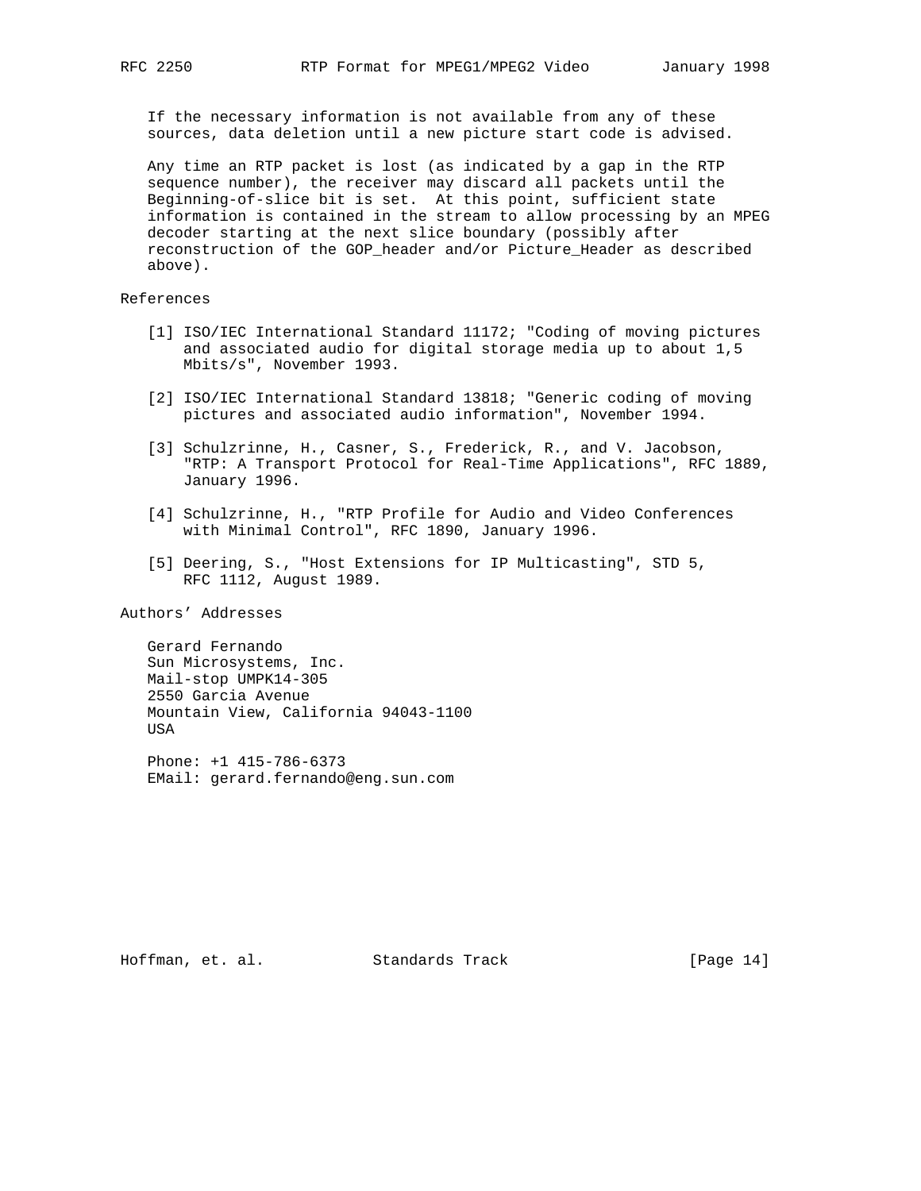If the necessary information is not available from any of these sources, data deletion until a new picture start code is advised.

Any time an RTP packet is lost (as indicated by a gap in the RTP sequence number), the receiver may discard all packets until the Beginning-of-slice bit is set. At this point, sufficient state information is contained in the stream to allow processing by an MPEG decoder starting at the next slice boundary (possibly after reconstruction of the GOP_header and/or Picture_Header as described above).

## References

[1] ISO/IEC International Standard 11172; "Coding of moving pictures and associated audio for digital storage media up to about 1,5 Mbits/s", November 1993.

[2] ISO/IEC International Standard 13818; "Generic coding of moving pictures and associated audio information", November 1994.

[3] Schulzrinne, H., Casner, S., Frederick, R., and V. Jacobson, "RTP: A Transport Protocol for Real-Time Applications", RFC 1889, January 1996.

[4] Schulzrinne, H., "RTP Profile for Audio and Video Conferences with Minimal Control", RFC 1890, January 1996.

[5] Deering, S., "Host Extensions for IP Multicasting", STD 5, RFC 1112, August 1989.

## Authors' Addresses

Gerard Fernando
Sun Microsystems, Inc.
Mail-stop UMPK14-305
2550 Garcia Avenue
Mountain View, California 94043-1100
USA

Phone: +1 415-786-6373
EMail: gerard.fernando@eng.sun.com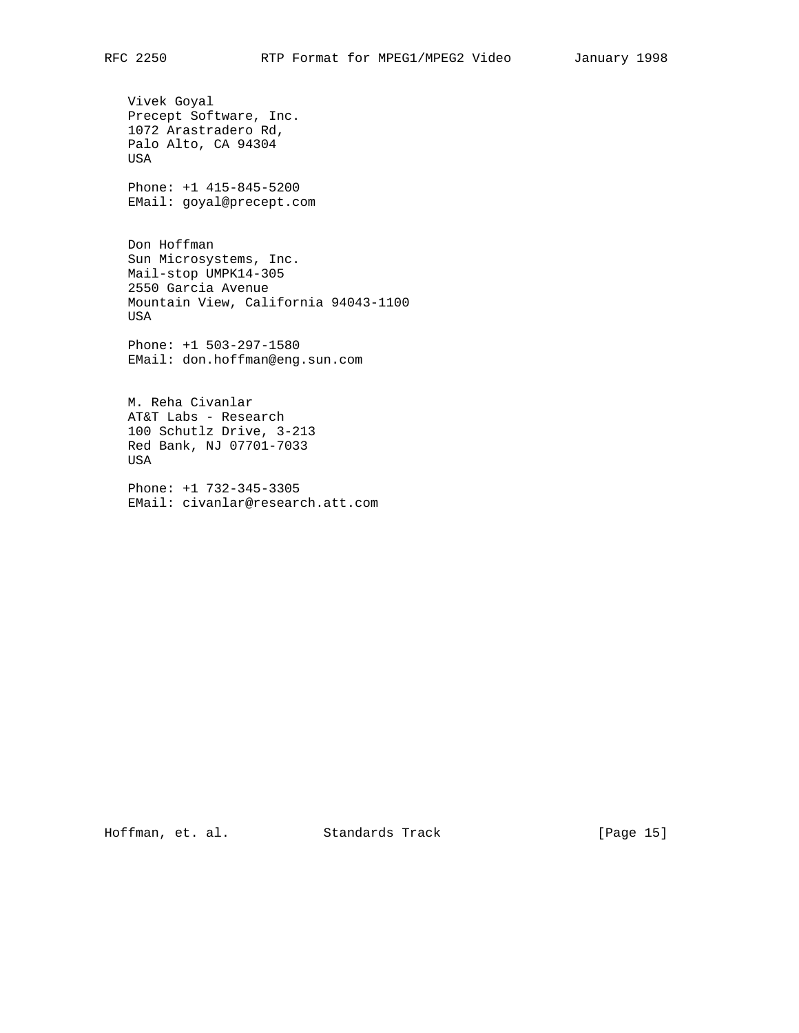Vivek Goyal
Precept Software, Inc.
1072 Arastradero Rd,
Palo Alto, CA 94304
USA

Phone: +1 415-845-5200
EMail: goyal@precept.com

Don Hoffman
Sun Microsystems, Inc.
Mail-stop UMPK14-305
2550 Garcia Avenue
Mountain View, California 94043-1100
USA

Phone: +1 503-297-1580
EMail: don.hoffman@eng.sun.com

M. Reha Civanlar
AT&T Labs - Research
100 Schutlz Drive, 3-213
Red Bank, NJ 07701-7033
USA

Phone: +1 732-345-3305
EMail: civanlar@research.att.com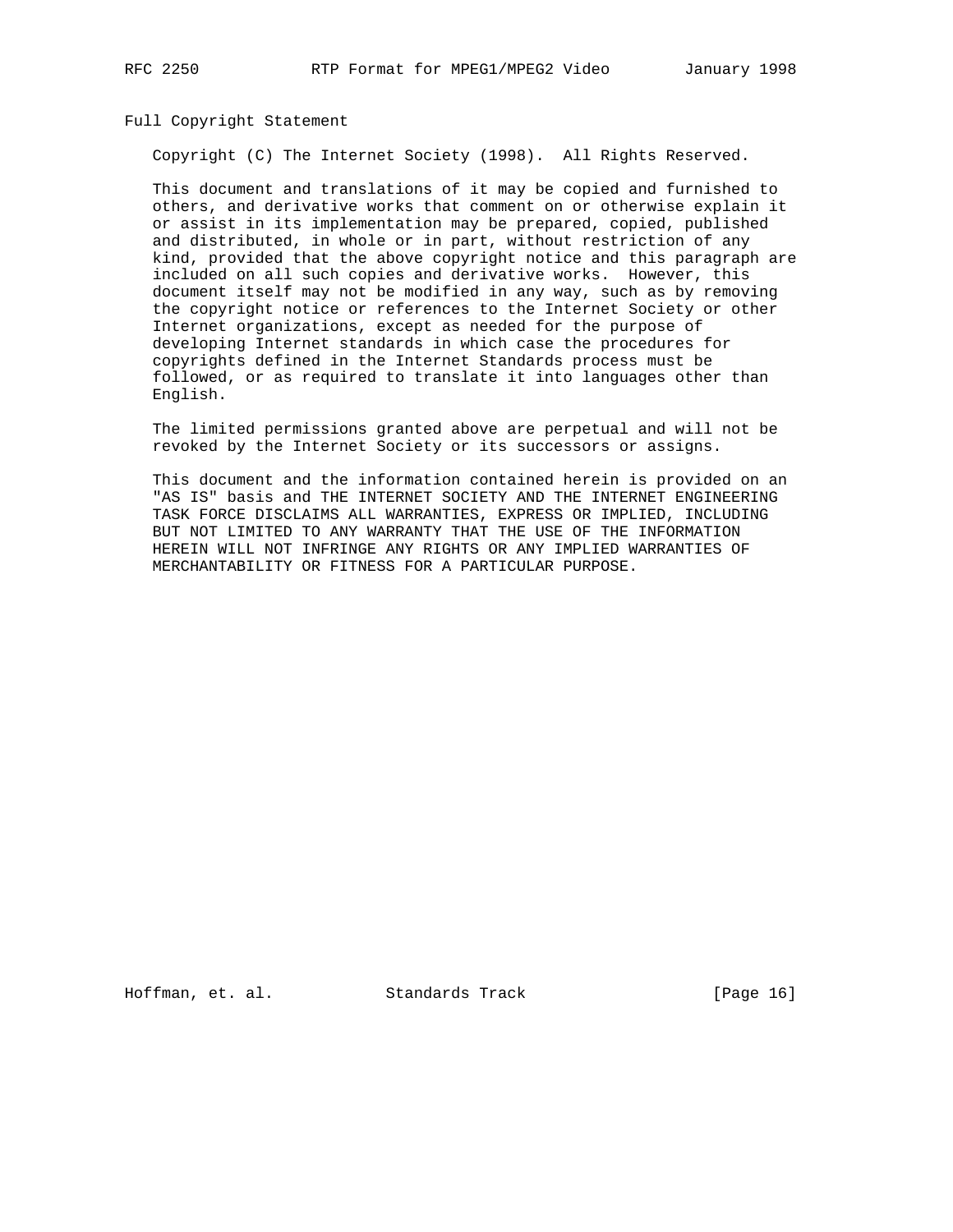## Full Copyright Statement

Copyright (C) The Internet Society (1998). All Rights Reserved.

This document and translations of it may be copied and furnished to others, and derivative works that comment on or otherwise explain it or assist in its implementation may be prepared, copied, published and distributed, in whole or in part, without restriction of any kind, provided that the above copyright notice and this paragraph are included on all such copies and derivative works. However, this document itself may not be modified in any way, such as by removing the copyright notice or references to the Internet Society or other Internet organizations, except as needed for the purpose of developing Internet standards in which case the procedures for copyrights defined in the Internet Standards process must be followed, or as required to translate it into languages other than English.

The limited permissions granted above are perpetual and will not be revoked by the Internet Society or its successors or assigns.

This document and the information contained herein is provided on an "AS IS" basis and THE INTERNET SOCIETY AND THE INTERNET ENGINEERING TASK FORCE DISCLAIMS ALL WARRANTIES, EXPRESS OR IMPLIED, INCLUDING BUT NOT LIMITED TO ANY WARRANTY THAT THE USE OF THE INFORMATION HEREIN WILL NOT INFRINGE ANY RIGHTS OR ANY IMPLIED WARRANTIES OF MERCHANTABILITY OR FITNESS FOR A PARTICULAR PURPOSE.